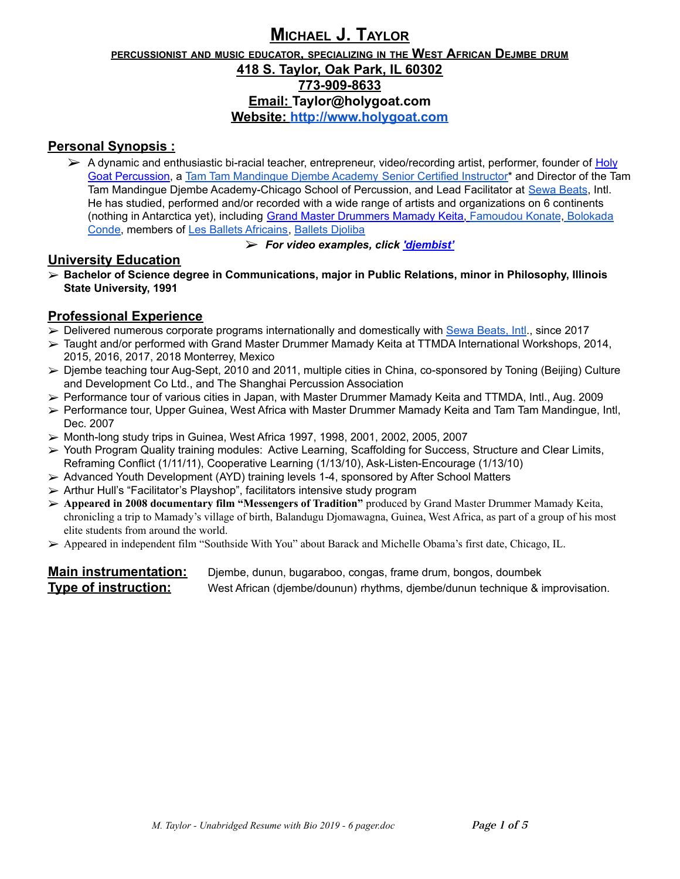# Michael J. Taylor

**percussionist and music educator, specializing in the West African Dejmbe drum**

**418 S. Taylor, Oak Park, IL 60302**

**773-909-8633**

**Email: Taylor@holygoat.com**

**Website: http://www.holygoat.com**

## Personal Synopsis :

- A dynamic and enthusiastic bi-racial teacher, entrepreneur, video/recording artist, performer, founder of Holy Goat Percussion, a Tam Tam Mandingue Djembe Academy Senior Certified Instructor* and Director of the Tam Tam Mandingue Djembe Academy-Chicago School of Percussion, and Lead Facilitator at Sewa Beats, Intl. He has studied, performed and/or recorded with a wide range of artists and organizations on 6 continents (nothing in Antarctica yet), including Grand Master Drummers Mamady Keita, Famoudou Konate, Bolokada Conde, members of Les Ballets Africains, Ballets Djoliba
- ***For video examples, click 'djembist'***

## University Education

- **Bachelor of Science degree in Communications, major in Public Relations, minor in Philosophy, Illinois State University, 1991**

## Professional Experience

- Delivered numerous corporate programs internationally and domestically with Sewa Beats, Intl., since 2017
- Taught and/or performed with Grand Master Drummer Mamady Keita at TTMDA International Workshops, 2014, 2015, 2016, 2017, 2018 Monterrey, Mexico
- Djembe teaching tour Aug-Sept, 2010 and 2011, multiple cities in China, co-sponsored by Toning (Beijing) Culture and Development Co Ltd., and The Shanghai Percussion Association
- Performance tour of various cities in Japan, with Master Drummer Mamady Keita and TTMDA, Intl., Aug. 2009
- Performance tour, Upper Guinea, West Africa with Master Drummer Mamady Keita and Tam Tam Mandingue, Intl, Dec. 2007
- Month-long study trips in Guinea, West Africa 1997, 1998, 2001, 2002, 2005, 2007
- Youth Program Quality training modules: Active Learning, Scaffolding for Success, Structure and Clear Limits, Reframing Conflict (1/11/11), Cooperative Learning (1/13/10), Ask-Listen-Encourage (1/13/10)
- Advanced Youth Development (AYD) training levels 1-4, sponsored by After School Matters
- Arthur Hull's "Facilitator's Playshop", facilitators intensive study program
- **Appeared in 2008 documentary film "Messengers of Tradition"** produced by Grand Master Drummer Mamady Keita, chronicling a trip to Mamady's village of birth, Balandugu Djomawagna, Guinea, West Africa, as part of a group of his most elite students from around the world.
- Appeared in independent film "Southside With You" about Barack and Michelle Obama's first date, Chicago, IL.

**Main instrumentation:** Djembe, dunun, bugaraboo, congas, frame drum, bongos, doumbek

**Type of instruction:** West African (djembe/dounun) rhythms, djembe/dunun technique & improvisation.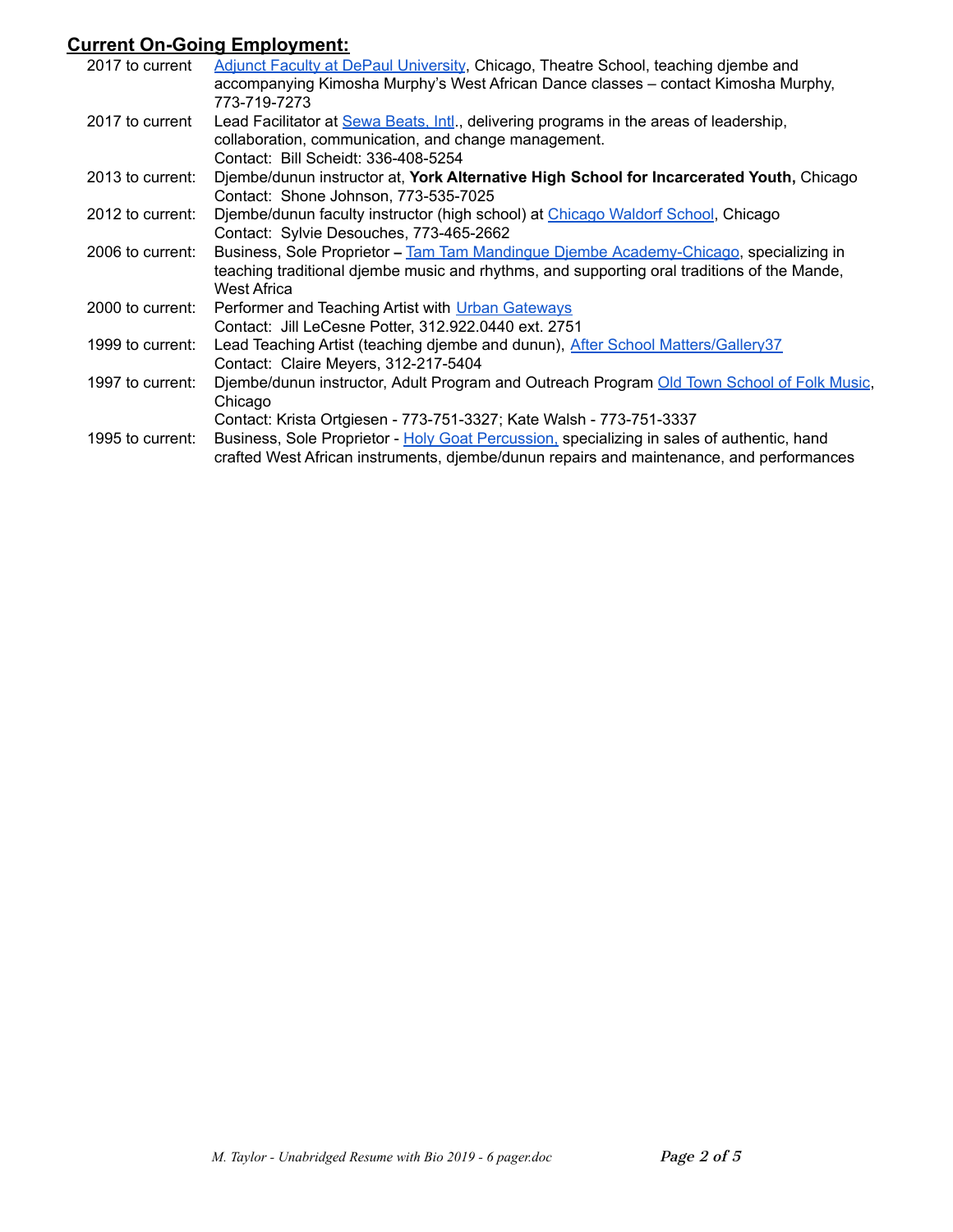## **Current On-Going Employment:**

| | |
|---|---|
| 2017 to current | Adjunct Faculty at DePaul University, Chicago, Theatre School, teaching djembe and accompanying Kimosha Murphy's West African Dance classes – contact Kimosha Murphy, 773-719-7273 |
| 2017 to current | Lead Facilitator at Sewa Beats, Intl., delivering programs in the areas of leadership, collaboration, communication, and change management. Contact: Bill Scheidt: 336-408-5254 |
| 2013 to current: | Djembe/dunun instructor at, **York Alternative High School for Incarcerated Youth,** Chicago Contact: Shone Johnson, 773-535-7025 |
| 2012 to current: | Djembe/dunun faculty instructor (high school) at Chicago Waldorf School, Chicago Contact: Sylvie Desouches, 773-465-2662 |
| 2006 to current: | Business, Sole Proprietor – Tam Tam Mandingue Djembe Academy-Chicago, specializing in teaching traditional djembe music and rhythms, and supporting oral traditions of the Mande, West Africa |
| 2000 to current: | Performer and Teaching Artist with Urban Gateways Contact: Jill LeCesne Potter, 312.922.0440 ext. 2751 |
| 1999 to current: | Lead Teaching Artist (teaching djembe and dunun), After School Matters/Gallery37 Contact: Claire Meyers, 312-217-5404 |
| 1997 to current: | Djembe/dunun instructor, Adult Program and Outreach Program Old Town School of Folk Music, Chicago Contact: Krista Ortgiesen - 773-751-3327; Kate Walsh - 773-751-3337 |
| 1995 to current: | Business, Sole Proprietor - Holy Goat Percussion, specializing in sales of authentic, hand crafted West African instruments, djembe/dunun repairs and maintenance, and performances |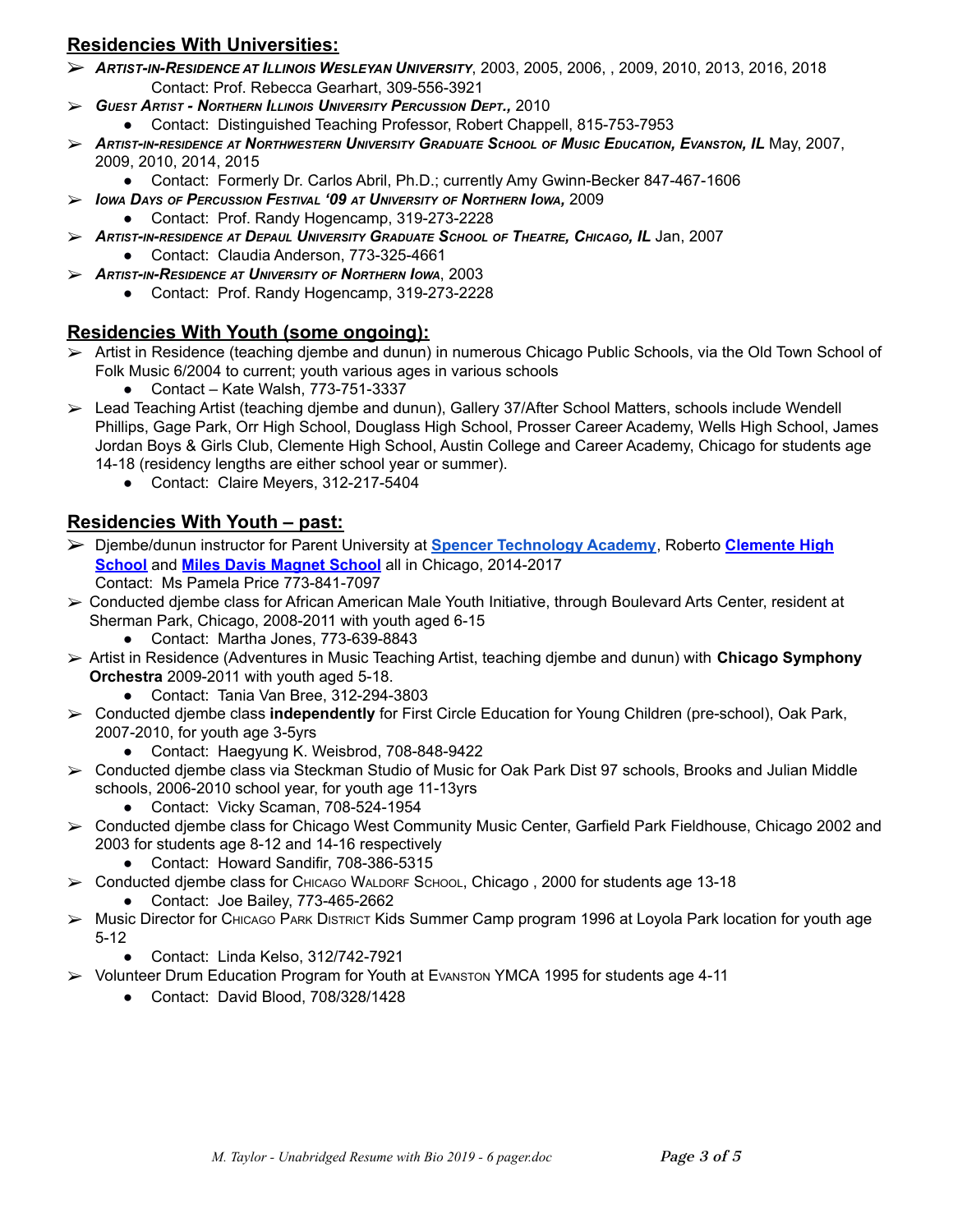## Residencies With Universities:

- ***ARTIST-IN-RESIDENCE AT ILLINOIS WESLEYAN UNIVERSITY***, 2003, 2005, 2006, , 2009, 2010, 2013, 2016, 2018
  Contact: Prof. Rebecca Gearhart, 309-556-3921
- ***GUEST ARTIST - NORTHERN ILLINOIS UNIVERSITY PERCUSSION DEPT.,*** 2010
  - Contact: Distinguished Teaching Professor, Robert Chappell, 815-753-7953
- ***ARTIST-IN-RESIDENCE AT NORTHWESTERN UNIVERSITY GRADUATE SCHOOL OF MUSIC EDUCATION, EVANSTON, IL*** May, 2007, 2009, 2010, 2014, 2015
  - Contact: Formerly Dr. Carlos Abril, Ph.D.; currently Amy Gwinn-Becker 847-467-1606
- ***IOWA DAYS OF PERCUSSION FESTIVAL '09 AT UNIVERSITY OF NORTHERN IOWA,*** 2009
  - Contact: Prof. Randy Hogencamp, 319-273-2228
- ***ARTIST-IN-RESIDENCE AT DEPAUL UNIVERSITY GRADUATE SCHOOL OF THEATRE, CHICAGO, IL*** Jan, 2007
  - Contact: Claudia Anderson, 773-325-4661
- ***ARTIST-IN-RESIDENCE AT UNIVERSITY OF NORTHERN IOWA***, 2003
  - Contact: Prof. Randy Hogencamp, 319-273-2228

## Residencies With Youth (some ongoing):

- Artist in Residence (teaching djembe and dunun) in numerous Chicago Public Schools, via the Old Town School of Folk Music 6/2004 to current; youth various ages in various schools
  - Contact – Kate Walsh, 773-751-3337
- Lead Teaching Artist (teaching djembe and dunun), Gallery 37/After School Matters, schools include Wendell Phillips, Gage Park, Orr High School, Douglass High School, Prosser Career Academy, Wells High School, James Jordan Boys & Girls Club, Clemente High School, Austin College and Career Academy, Chicago for students age 14-18 (residency lengths are either school year or summer).
  - Contact: Claire Meyers, 312-217-5404

## Residencies With Youth – past:

- Djembe/dunun instructor for Parent University at **Spencer Technology Academy**, Roberto **Clemente High School** and **Miles Davis Magnet School** all in Chicago, 2014-2017
  Contact: Ms Pamela Price 773-841-7097
- Conducted djembe class for African American Male Youth Initiative, through Boulevard Arts Center, resident at Sherman Park, Chicago, 2008-2011 with youth aged 6-15
  - Contact: Martha Jones, 773-639-8843
- Artist in Residence (Adventures in Music Teaching Artist, teaching djembe and dunun) with **Chicago Symphony Orchestra** 2009-2011 with youth aged 5-18.
  - Contact: Tania Van Bree, 312-294-3803
- Conducted djembe class **independently** for First Circle Education for Young Children (pre-school), Oak Park, 2007-2010, for youth age 3-5yrs
  - Contact: Haegyung K. Weisbrod, 708-848-9422
- Conducted djembe class via Steckman Studio of Music for Oak Park Dist 97 schools, Brooks and Julian Middle schools, 2006-2010 school year, for youth age 11-13yrs
  - Contact: Vicky Scaman, 708-524-1954
- Conducted djembe class for Chicago West Community Music Center, Garfield Park Fieldhouse, Chicago 2002 and 2003 for students age 8-12 and 14-16 respectively
  - Contact: Howard Sandifir, 708-386-5315
- Conducted djembe class for CHICAGO WALDORF SCHOOL, Chicago , 2000 for students age 13-18
  - Contact: Joe Bailey, 773-465-2662
- Music Director for CHICAGO PARK DISTRICT Kids Summer Camp program 1996 at Loyola Park location for youth age 5-12
  - Contact: Linda Kelso, 312/742-7921
- Volunteer Drum Education Program for Youth at EVANSTON YMCA 1995 for students age 4-11
  - Contact: David Blood, 708/328/1428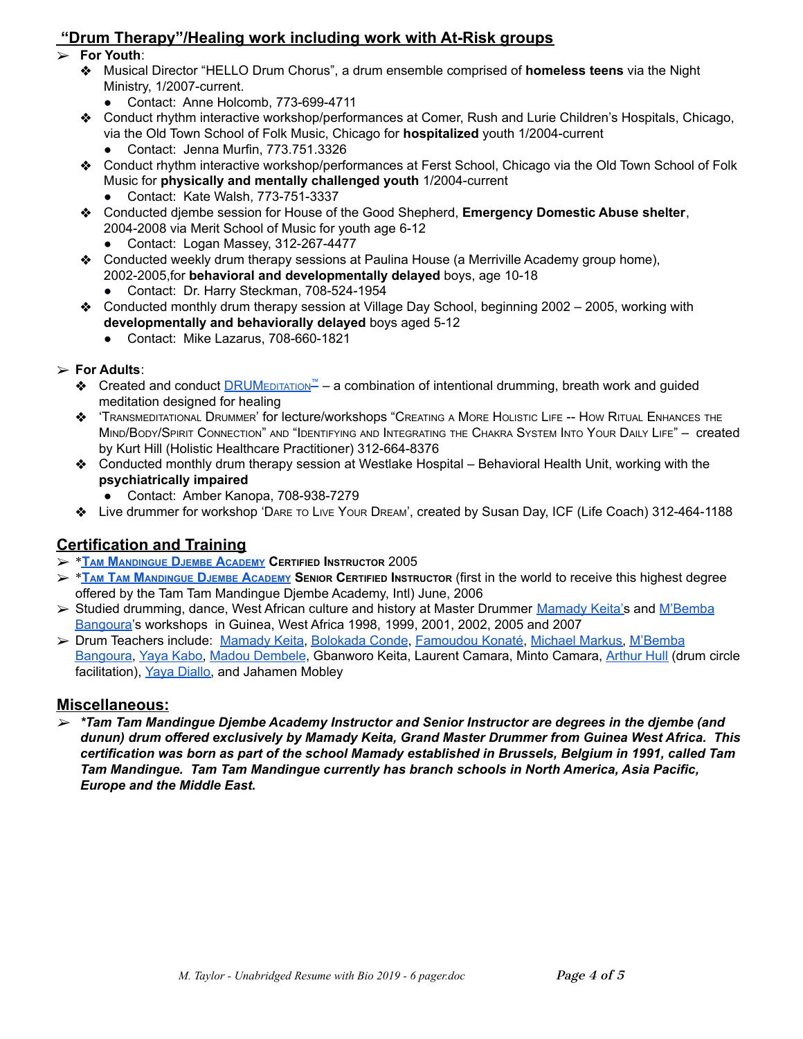## "Drum Therapy"/Healing work including work with At-Risk groups

- **For Youth**:
  - Musical Director "HELLO Drum Chorus", a drum ensemble comprised of **homeless teens** via the Night Ministry, 1/2007-current.
    - Contact: Anne Holcomb, 773-699-4711
  - Conduct rhythm interactive workshop/performances at Comer, Rush and Lurie Children's Hospitals, Chicago, via the Old Town School of Folk Music, Chicago for **hospitalized** youth 1/2004-current
    - Contact: Jenna Murfin, 773.751.3326
  - Conduct rhythm interactive workshop/performances at Ferst School, Chicago via the Old Town School of Folk Music for **physically and mentally challenged youth** 1/2004-current
    - Contact: Kate Walsh, 773-751-3337
  - Conducted djembe session for House of the Good Shepherd, **Emergency Domestic Abuse shelter**, 2004-2008 via Merit School of Music for youth age 6-12
    - Contact: Logan Massey, 312-267-4477
  - Conducted weekly drum therapy sessions at Paulina House (a Merriville Academy group home), 2002-2005,for **behavioral and developmentally delayed** boys, age 10-18
    - Contact: Dr. Harry Steckman, 708-524-1954
  - Conducted monthly drum therapy session at Village Day School, beginning 2002 – 2005, working with **developmentally and behaviorally delayed** boys aged 5-12
    - Contact: Mike Lazarus, 708-660-1821

- **For Adults**:
  - Created and conduct DRUMEDITATION™ – a combination of intentional drumming, breath work and guided meditation designed for healing
  - 'TRANSMEDITATIONAL DRUMMER' for lecture/workshops "CREATING A MORE HOLISTIC LIFE -- HOW RITUAL ENHANCES THE MIND/BODY/SPIRIT CONNECTION" AND "IDENTIFYING AND INTEGRATING THE CHAKRA SYSTEM INTO YOUR DAILY LIFE" – created by Kurt Hill (Holistic Healthcare Practitioner) 312-664-8376
  - Conducted monthly drum therapy session at Westlake Hospital – Behavioral Health Unit, working with the **psychiatrically impaired**
    - Contact: Amber Kanopa, 708-938-7279
  - Live drummer for workshop 'DARE TO LIVE YOUR DREAM', created by Susan Day, ICF (Life Coach) 312-464-1188

## Certification and Training

- ***TAM MANDINGUE DJEMBE ACADEMY* CERTIFIED INSTRUCTOR** 2005
- ***TAM TAM MANDINGUE DJEMBE ACADEMY* SENIOR CERTIFIED INSTRUCTOR** (first in the world to receive this highest degree offered by the Tam Tam Mandingue Djembe Academy, Intl) June, 2006
- Studied drumming, dance, West African culture and history at Master Drummer Mamady Keita's and M'Bemba Bangoura's workshops in Guinea, West Africa 1998, 1999, 2001, 2002, 2005 and 2007
- Drum Teachers include: Mamady Keita, Bolokada Conde, Famoudou Konaté, Michael Markus, M'Bemba Bangoura, Yaya Kabo, Madou Dembele, Gbanworo Keita, Laurent Camara, Minto Camara, Arthur Hull (drum circle facilitation), Yaya Diallo, and Jahamen Mobley

## Miscellaneous:

- ***\*Tam Tam Mandingue Djembe Academy Instructor and Senior Instructor are degrees in the djembe (and dunun) drum offered exclusively by Mamady Keita, Grand Master Drummer from Guinea West Africa. This certification was born as part of the school Mamady established in Brussels, Belgium in 1991, called Tam Tam Mandingue. Tam Tam Mandingue currently has branch schools in North America, Asia Pacific, Europe and the Middle East.***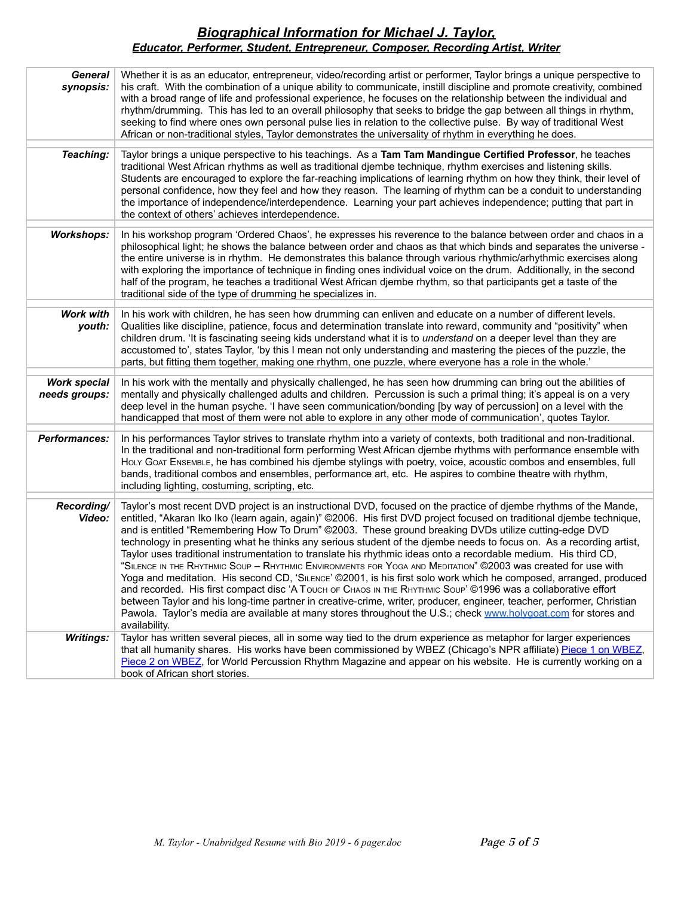# *Biographical Information for Michael J. Taylor,*
## *Educator, Performer, Student, Entrepreneur, Composer, Recording Artist, Writer*

| | |
|---|---|
| ***General synopsis:*** | Whether it is as an educator, entrepreneur, video/recording artist or performer, Taylor brings a unique perspective to his craft. With the combination of a unique ability to communicate, instill discipline and promote creativity, combined with a broad range of life and professional experience, he focuses on the relationship between the individual and rhythm/drumming. This has led to an overall philosophy that seeks to bridge the gap between all things in rhythm, seeking to find where ones own personal pulse lies in relation to the collective pulse. By way of traditional West African or non-traditional styles, Taylor demonstrates the universality of rhythm in everything he does. |
| ***Teaching:*** | Taylor brings a unique perspective to his teachings. As a **Tam Tam Mandingue Certified Professor**, he teaches traditional West African rhythms as well as traditional djembe technique, rhythm exercises and listening skills. Students are encouraged to explore the far-reaching implications of learning rhythm on how they think, their level of personal confidence, how they feel and how they reason. The learning of rhythm can be a conduit to understanding the importance of independence/interdependence. Learning your part achieves independence; putting that part in the context of others' achieves interdependence. |
| ***Workshops:*** | In his workshop program 'Ordered Chaos', he expresses his reverence to the balance between order and chaos in a philosophical light; he shows the balance between order and chaos as that which binds and separates the universe - the entire universe is in rhythm. He demonstrates this balance through various rhythmic/arhythmic exercises along with exploring the importance of technique in finding ones individual voice on the drum. Additionally, in the second half of the program, he teaches a traditional West African djembe rhythm, so that participants get a taste of the traditional side of the type of drumming he specializes in. |
| ***Work with youth:*** | In his work with children, he has seen how drumming can enliven and educate on a number of different levels. Qualities like discipline, patience, focus and determination translate into reward, community and "positivity" when children drum. 'It is fascinating seeing kids understand what it is to *understand* on a deeper level than they are accustomed to', states Taylor, 'by this I mean not only understanding and mastering the pieces of the puzzle, the parts, but fitting them together, making one rhythm, one puzzle, where everyone has a role in the whole.' |
| ***Work special needs groups:*** | In his work with the mentally and physically challenged, he has seen how drumming can bring out the abilities of mentally and physically challenged adults and children. Percussion is such a primal thing; it's appeal is on a very deep level in the human psyche. 'I have seen communication/bonding [by way of percussion] on a level with the handicapped that most of them were not able to explore in any other mode of communication', quotes Taylor. |
| ***Performances:*** | In his performances Taylor strives to translate rhythm into a variety of contexts, both traditional and non-traditional. In the traditional and non-traditional form performing West African djembe rhythms with performance ensemble with Holy Goat Ensemble, he has combined his djembe stylings with poetry, voice, acoustic combos and ensembles, full bands, traditional combos and ensembles, performance art, etc. He aspires to combine theatre with rhythm, including lighting, costuming, scripting, etc. |
| ***Recording/ Video:*** | Taylor's most recent DVD project is an instructional DVD, focused on the practice of djembe rhythms of the Mande, entitled, "Akaran Iko Iko (learn again, again)" ©2006. His first DVD project focused on traditional djembe technique, and is entitled "Remembering How To Drum" ©2003. These ground breaking DVDs utilize cutting-edge DVD technology in presenting what he thinks any serious student of the djembe needs to focus on. As a recording artist, Taylor uses traditional instrumentation to translate his rhythmic ideas onto a recordable medium. His third CD, "Silence in the Rhythmic Soup – Rhythmic Environments for Yoga and Meditation" ©2003 was created for use with Yoga and meditation. His second CD, 'Silence' ©2001, is his first solo work which he composed, arranged, produced and recorded. His first compact disc 'A Touch of Chaos in the Rhythmic Soup' ©1996 was a collaborative effort between Taylor and his long-time partner in creative-crime, writer, producer, engineer, teacher, performer, Christian Pawola. Taylor's media are available at many stores throughout the U.S.; check www.holygoat.com for stores and availability. |
| ***Writings:*** | Taylor has written several pieces, all in some way tied to the drum experience as metaphor for larger experiences that all humanity shares. His works have been commissioned by WBEZ (Chicago's NPR affiliate) Piece 1 on WBEZ, Piece 2 on WBEZ, for World Percussion Rhythm Magazine and appear on his website. He is currently working on a book of African short stories. |